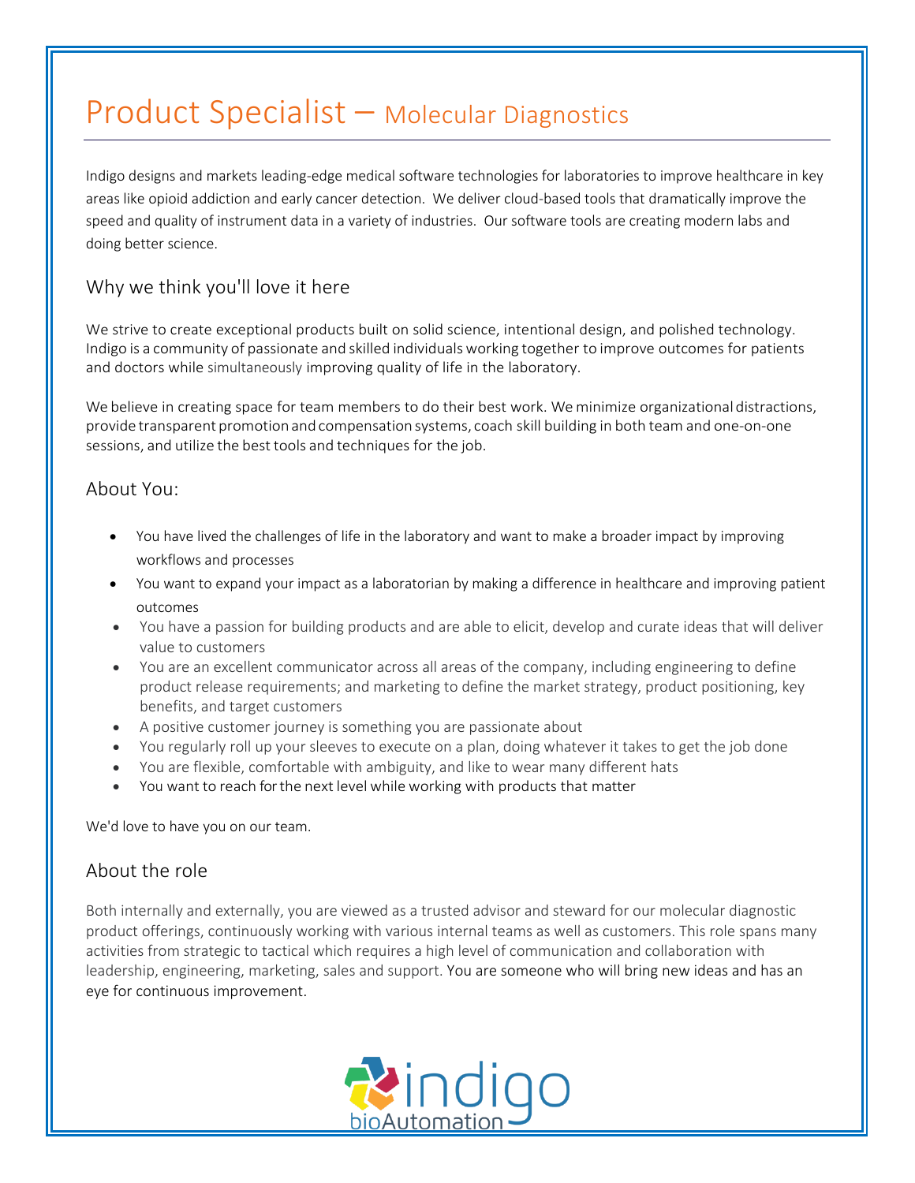# Product Specialist – Molecular Diagnostics

Indigo designs and markets leading-edge medical software technologies for laboratories to improve healthcare in key areas like opioid addiction and early cancer detection. We deliver cloud-based tools that dramatically improve the speed and quality of instrument data in a variety of industries. Our software tools are creating modern labs and doing better science.

## Why we think you'll love it here

We strive to create exceptional products built on solid science, intentional design, and polished technology. Indigo is a community of passionate and skilled individuals working together to improve outcomes for patients and doctors while simultaneously improving quality of life in the laboratory.

We believe in creating space for team members to do their best work. We minimize organizational distractions, provide transparent promotion and compensation systems, coach skill building in both team and one-on-one sessions, and utilize the best tools and techniques for the job.

## About You:

- You have lived the challenges of life in the laboratory and want to make a broader impact by improving workflows and processes
- You want to expand your impact as a laboratorian by making a difference in healthcare and improving patient outcomes
- You have a passion for building products and are able to elicit, develop and curate ideas that will deliver value to customers
- You are an excellent communicator across all areas of the company, including engineering to define product release requirements; and marketing to define the market strategy, product positioning, key benefits, and target customers
- A positive customer journey is something you are passionate about
- You regularly roll up your sleeves to execute on a plan, doing whatever it takes to get the job done
- You are flexible, comfortable with ambiguity, and like to wear many different hats
- You want to reach for the next level while working with products that matter

We'd love to have you on our team.

## About the role

Both internally and externally, you are viewed as a trusted advisor and steward for our molecular diagnostic product offerings, continuously working with various internal teams as well as customers. This role spans many activities from strategic to tactical which requires a high level of communication and collaboration with leadership, engineering, marketing, sales and support. You are someone who will bring new ideas and has an eye for continuous improvement.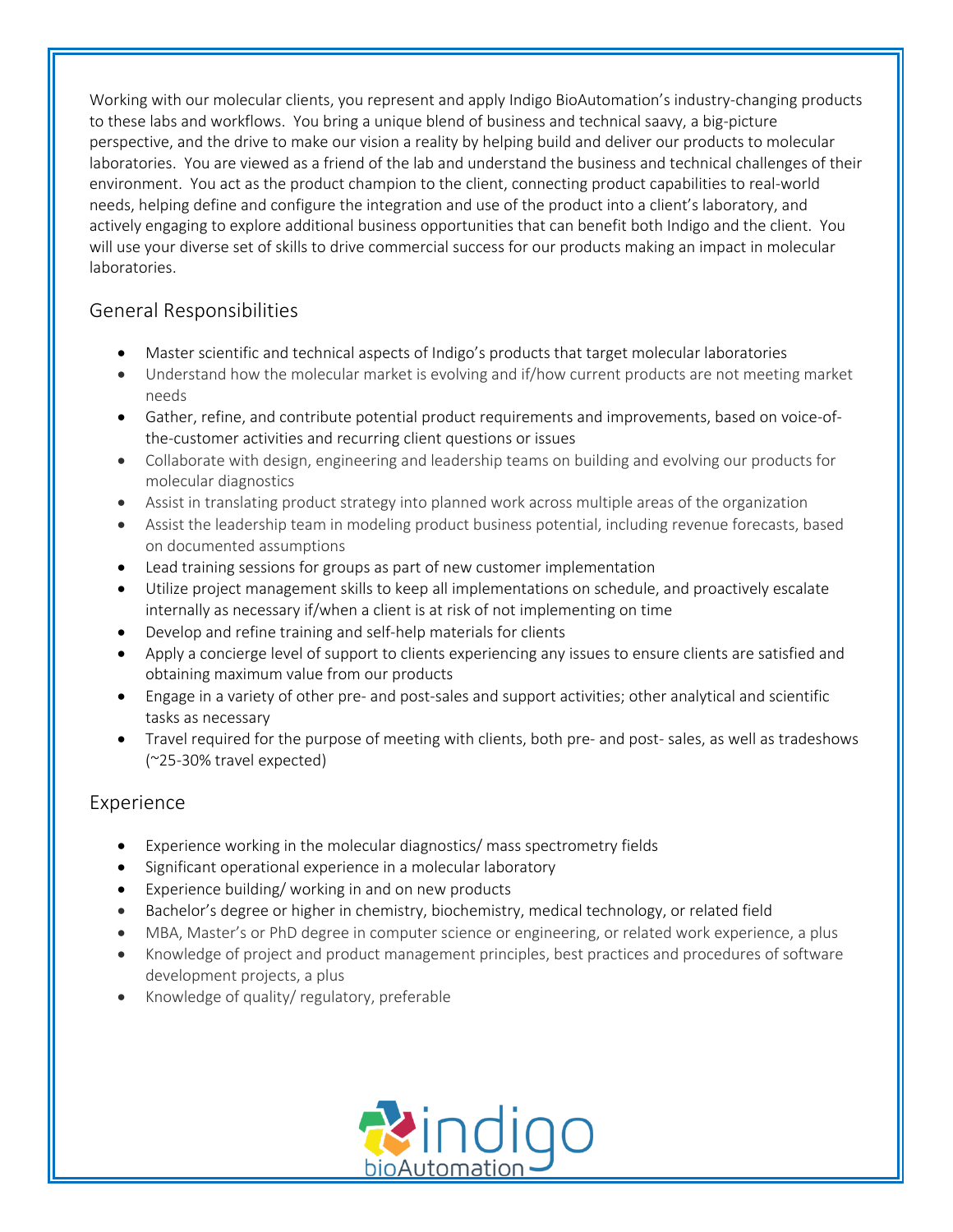Working with our molecular clients, you represent and apply Indigo BioAutomation's industry-changing products to these labs and workflows. You bring a unique blend of business and technical saavy, a big-picture perspective, and the drive to make our vision a reality by helping build and deliver our products to molecular laboratories. You are viewed as a friend of the lab and understand the business and technical challenges of their environment. You act as the product champion to the client, connecting product capabilities to real-world needs, helping define and configure the integration and use of the product into a client's laboratory, and actively engaging to explore additional business opportunities that can benefit both Indigo and the client. You will use your diverse set of skills to drive commercial success for our products making an impact in molecular laboratories.

## General Responsibilities

- Master scientific and technical aspects of Indigo's products that target molecular laboratories
- Understand how the molecular market is evolving and if/how current products are not meeting market needs
- Gather, refine, and contribute potential product requirements and improvements, based on voice-of-the-customer activities and recurring client questions or issues
- Collaborate with design, engineering and leadership teams on building and evolving our products for molecular diagnostics
- Assist in translating product strategy into planned work across multiple areas of the organization
- Assist the leadership team in modeling product business potential, including revenue forecasts, based on documented assumptions
- Lead training sessions for groups as part of new customer implementation
- Utilize project management skills to keep all implementations on schedule, and proactively escalate internally as necessary if/when a client is at risk of not implementing on time
- Develop and refine training and self-help materials for clients
- Apply a concierge level of support to clients experiencing any issues to ensure clients are satisfied and obtaining maximum value from our products
- Engage in a variety of other pre- and post-sales and support activities; other analytical and scientific tasks as necessary
- Travel required for the purpose of meeting with clients, both pre- and post- sales, as well as tradeshows (~25-30% travel expected)

## Experience

- Experience working in the molecular diagnostics/ mass spectrometry fields
- Significant operational experience in a molecular laboratory
- Experience building/ working in and on new products
- Bachelor's degree or higher in chemistry, biochemistry, medical technology, or related field
- MBA, Master's or PhD degree in computer science or engineering, or related work experience, a plus
- Knowledge of project and product management principles, best practices and procedures of software development projects, a plus
- Knowledge of quality/ regulatory, preferable

indigo bioAutomation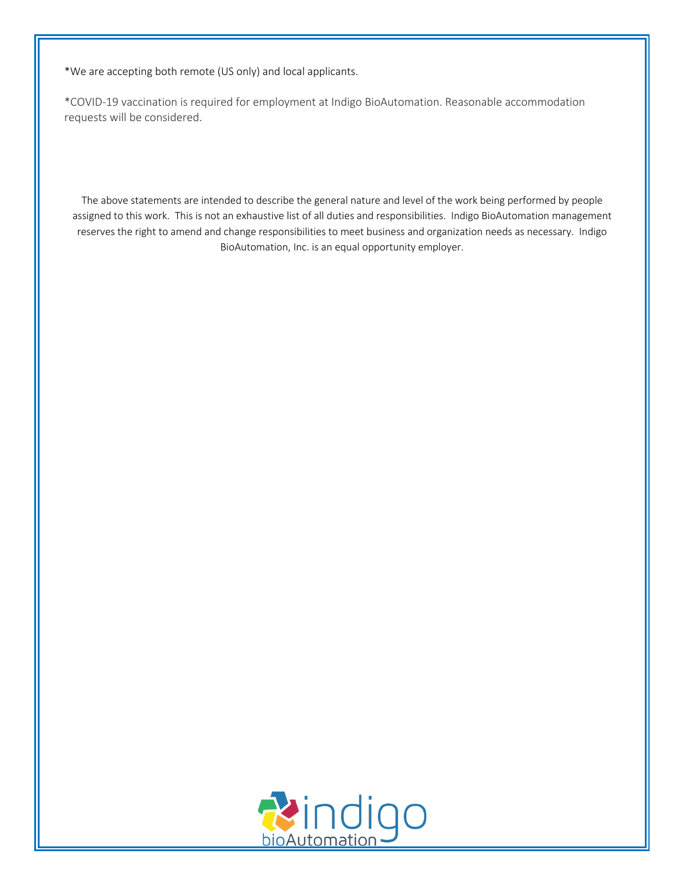*We are accepting both remote (US only) and local applicants.

*COVID-19 vaccination is required for employment at Indigo BioAutomation. Reasonable accommodation requests will be considered.

The above statements are intended to describe the general nature and level of the work being performed by people assigned to this work. This is not an exhaustive list of all duties and responsibilities. Indigo BioAutomation management reserves the right to amend and change responsibilities to meet business and organization needs as necessary. Indigo BioAutomation, Inc. is an equal opportunity employer.